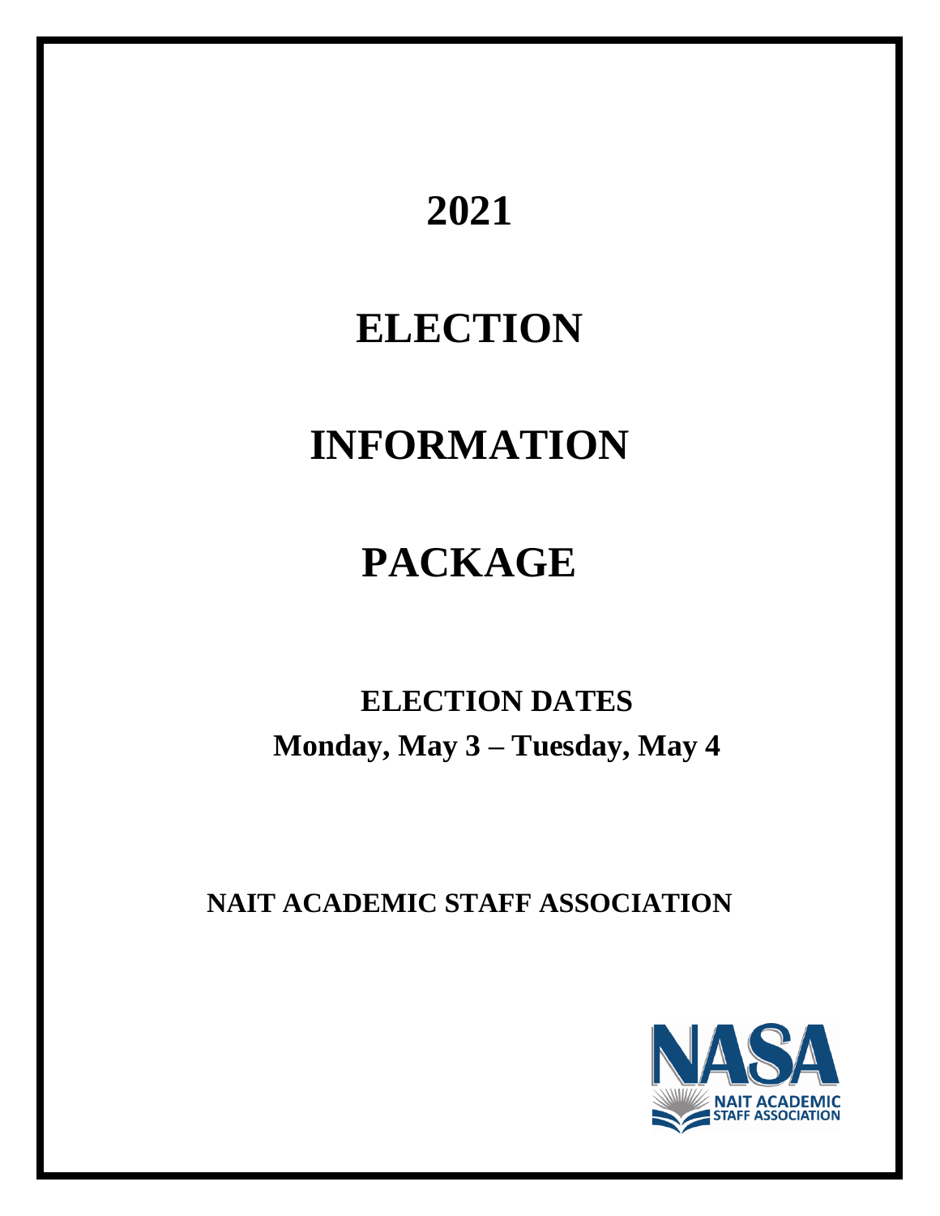# 2021

# ELECTION

# INFORMATION

# PACKAGE

## ELECTION DATES

## Monday, May 3 – Tuesday, May 4

## NAIT ACADEMIC STAFF ASSOCIATION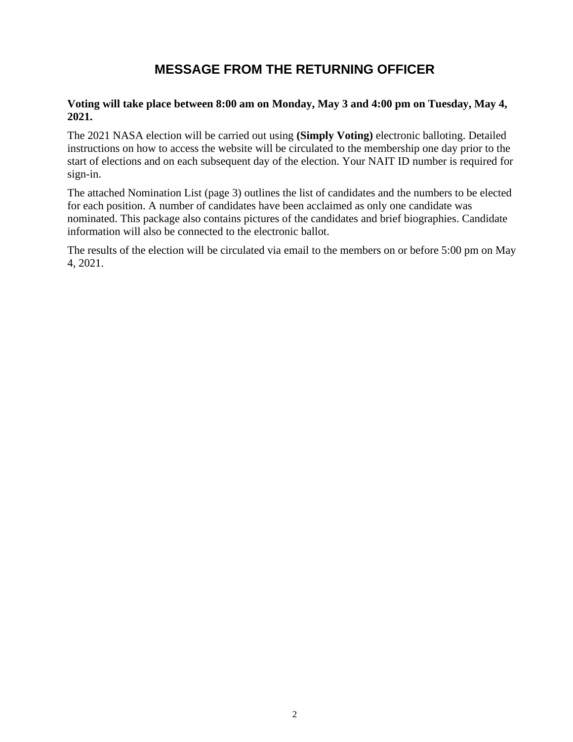# MESSAGE FROM THE RETURNING OFFICER

**Voting will take place between 8:00 am on Monday, May 3 and 4:00 pm on Tuesday, May 4, 2021.**

The 2021 NASA election will be carried out using **(Simply Voting)** electronic balloting. Detailed instructions on how to access the website will be circulated to the membership one day prior to the start of elections and on each subsequent day of the election. Your NAIT ID number is required for sign-in.

The attached Nomination List (page 3) outlines the list of candidates and the numbers to be elected for each position. A number of candidates have been acclaimed as only one candidate was nominated. This package also contains pictures of the candidates and brief biographies. Candidate information will also be connected to the electronic ballot.

The results of the election will be circulated via email to the members on or before 5:00 pm on May 4, 2021.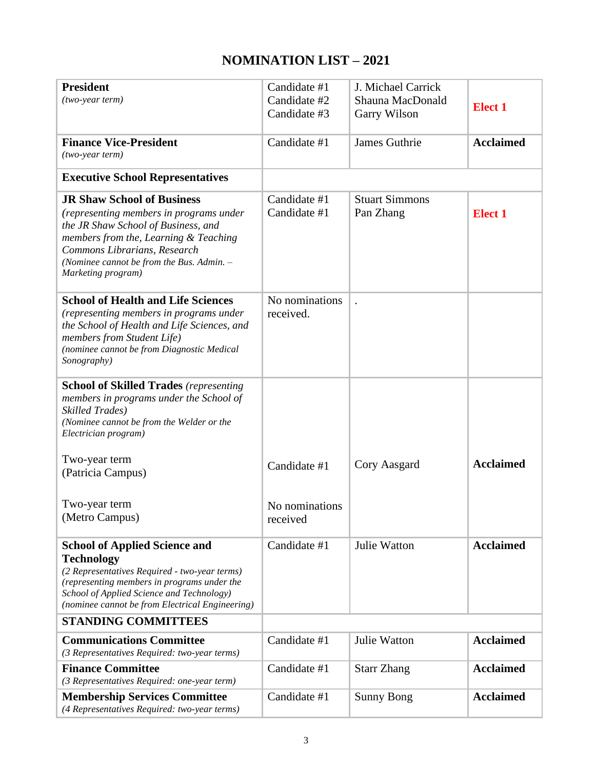# NOMINATION LIST – 2021

| | | | |
|---|---|---|---|
| **President**<br>*(two-year term)* | Candidate #1<br>Candidate #2<br>Candidate #3 | J. Michael Carrick<br>Shauna MacDonald<br>Garry Wilson | **Elect 1** |
| **Finance Vice-President**<br>*(two-year term)* | Candidate #1 | James Guthrie | **Acclaimed** |
| **Executive School Representatives** | | | |
| **JR Shaw School of Business**<br>*(representing members in programs under the JR Shaw School of Business, and members from the, Learning & Teaching Commons Librarians, Research*<br>*(Nominee cannot be from the Bus. Admin. – Marketing program)* | Candidate #1<br>Candidate #1 | Stuart Simmons<br>Pan Zhang | **Elect 1** |
| **School of Health and Life Sciences**<br>*(representing members in programs under the School of Health and Life Sciences, and members from Student Life)*<br>*(nominee cannot be from Diagnostic Medical Sonography)* | No nominations received. | . | |
| **School of Skilled Trades** *(representing members in programs under the School of Skilled Trades)*<br>*(Nominee cannot be from the Welder or the Electrician program)*<br><br>Two-year term<br>(Patricia Campus)<br><br>Two-year term<br>(Metro Campus) | <br><br><br><br>Candidate #1<br><br>No nominations received | <br><br><br><br>Cory Aasgard | <br><br><br><br>**Acclaimed** |
| **School of Applied Science and Technology**<br>*(2 Representatives Required - two-year terms)*<br>*(representing members in programs under the School of Applied Science and Technology)*<br>*(nominee cannot be from Electrical Engineering)* | Candidate #1 | Julie Watton | **Acclaimed** |
| **STANDING COMMITTEES** | | | |
| **Communications Committee**<br>*(3 Representatives Required: two-year terms)* | Candidate #1 | Julie Watton | **Acclaimed** |
| **Finance Committee**<br>*(3 Representatives Required: one-year term)* | Candidate #1 | Starr Zhang | **Acclaimed** |
| **Membership Services Committee**<br>*(4 Representatives Required: two-year terms)* | Candidate #1 | Sunny Bong | **Acclaimed** |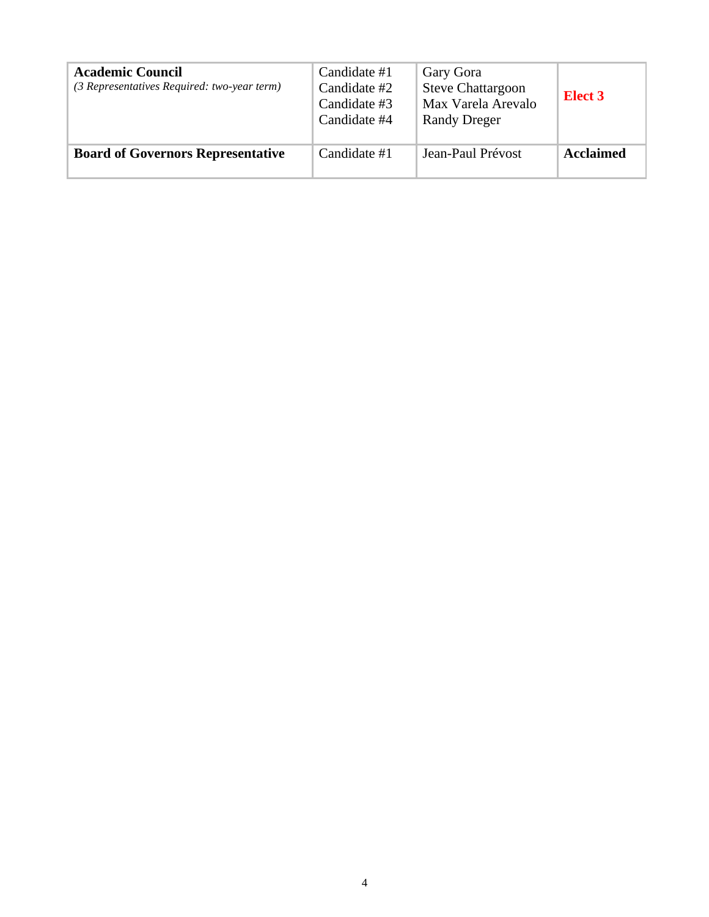| **Academic Council** *(3 Representatives Required: two-year term)* | Candidate #1<br>Candidate #2<br>Candidate #3<br>Candidate #4 | Gary Gora<br>Steve Chattargoon<br>Max Varela Arevalo<br>Randy Dreger | **Elect 3** |
|---|---|---|---|
| **Board of Governors Representative** | Candidate #1 | Jean-Paul Prévost | **Acclaimed** |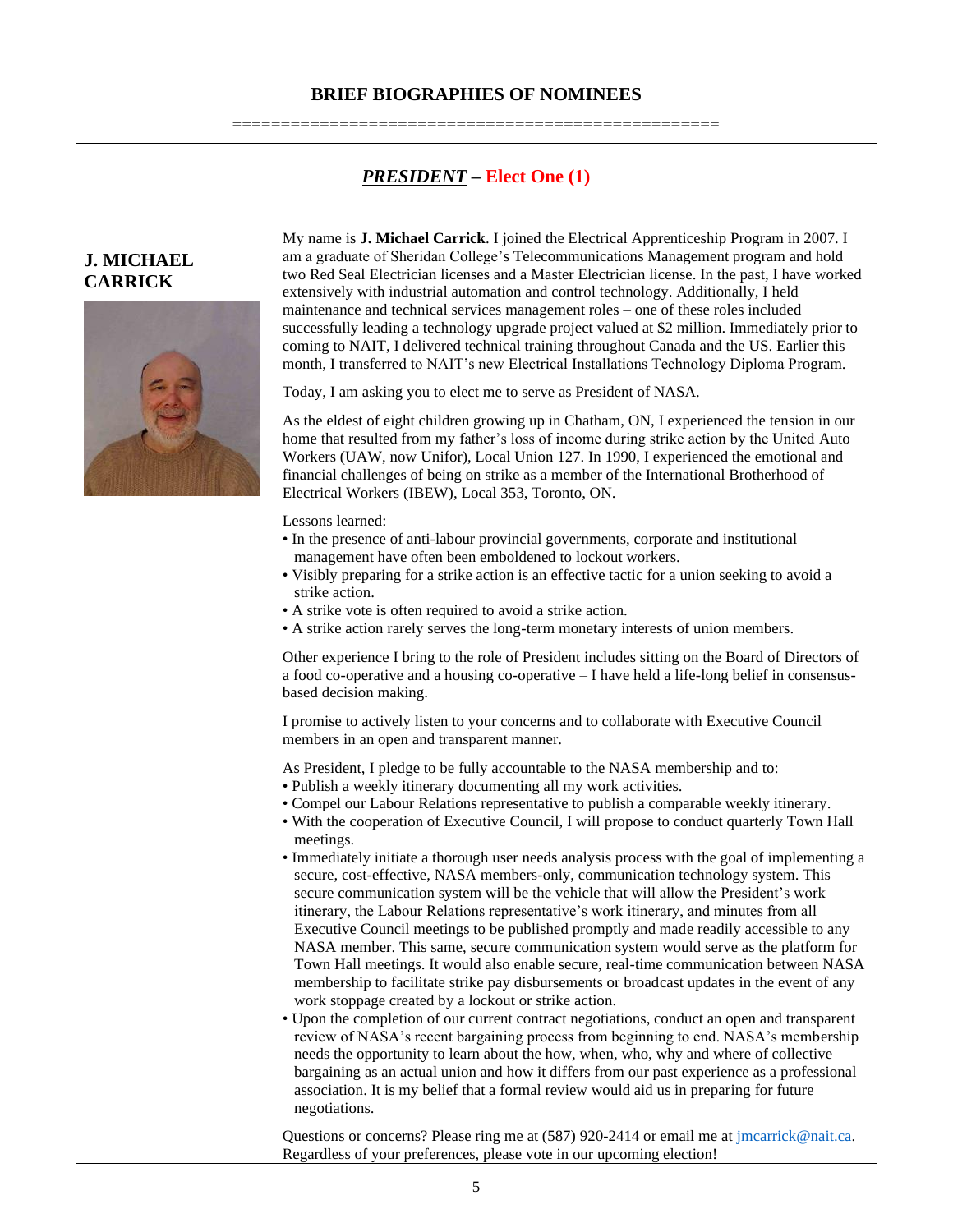# BRIEF BIOGRAPHIES OF NOMINEES

==================================================

## ***PRESIDENT*** – Elect One (1)

### J. MICHAEL CARRICK

My name is **J. Michael Carrick**. I joined the Electrical Apprenticeship Program in 2007. I am a graduate of Sheridan College's Telecommunications Management program and hold two Red Seal Electrician licenses and a Master Electrician license. In the past, I have worked extensively with industrial automation and control technology. Additionally, I held maintenance and technical services management roles – one of these roles included successfully leading a technology upgrade project valued at $2 million. Immediately prior to coming to NAIT, I delivered technical training throughout Canada and the US. Earlier this month, I transferred to NAIT's new Electrical Installations Technology Diploma Program.

Today, I am asking you to elect me to serve as President of NASA.

As the eldest of eight children growing up in Chatham, ON, I experienced the tension in our home that resulted from my father's loss of income during strike action by the United Auto Workers (UAW, now Unifor), Local Union 127. In 1990, I experienced the emotional and financial challenges of being on strike as a member of the International Brotherhood of Electrical Workers (IBEW), Local 353, Toronto, ON.

Lessons learned:

- In the presence of anti-labour provincial governments, corporate and institutional management have often been emboldened to lockout workers.
- Visibly preparing for a strike action is an effective tactic for a union seeking to avoid a strike action.
- A strike vote is often required to avoid a strike action.
- A strike action rarely serves the long-term monetary interests of union members.

Other experience I bring to the role of President includes sitting on the Board of Directors of a food co-operative and a housing co-operative – I have held a life-long belief in consensus-based decision making.

I promise to actively listen to your concerns and to collaborate with Executive Council members in an open and transparent manner.

As President, I pledge to be fully accountable to the NASA membership and to:

- Publish a weekly itinerary documenting all my work activities.
- Compel our Labour Relations representative to publish a comparable weekly itinerary.
- With the cooperation of Executive Council, I will propose to conduct quarterly Town Hall meetings.
- Immediately initiate a thorough user needs analysis process with the goal of implementing a secure, cost-effective, NASA members-only, communication technology system. This secure communication system will be the vehicle that will allow the President's work itinerary, the Labour Relations representative's work itinerary, and minutes from all Executive Council meetings to be published promptly and made readily accessible to any NASA member. This same, secure communication system would serve as the platform for Town Hall meetings. It would also enable secure, real-time communication between NASA membership to facilitate strike pay disbursements or broadcast updates in the event of any work stoppage created by a lockout or strike action.
- Upon the completion of our current contract negotiations, conduct an open and transparent review of NASA's recent bargaining process from beginning to end. NASA's membership needs the opportunity to learn about the how, when, who, why and where of collective bargaining as an actual union and how it differs from our past experience as a professional association. It is my belief that a formal review would aid us in preparing for future negotiations.

Questions or concerns? Please ring me at (587) 920-2414 or email me at jmcarrick@nait.ca. Regardless of your preferences, please vote in our upcoming election!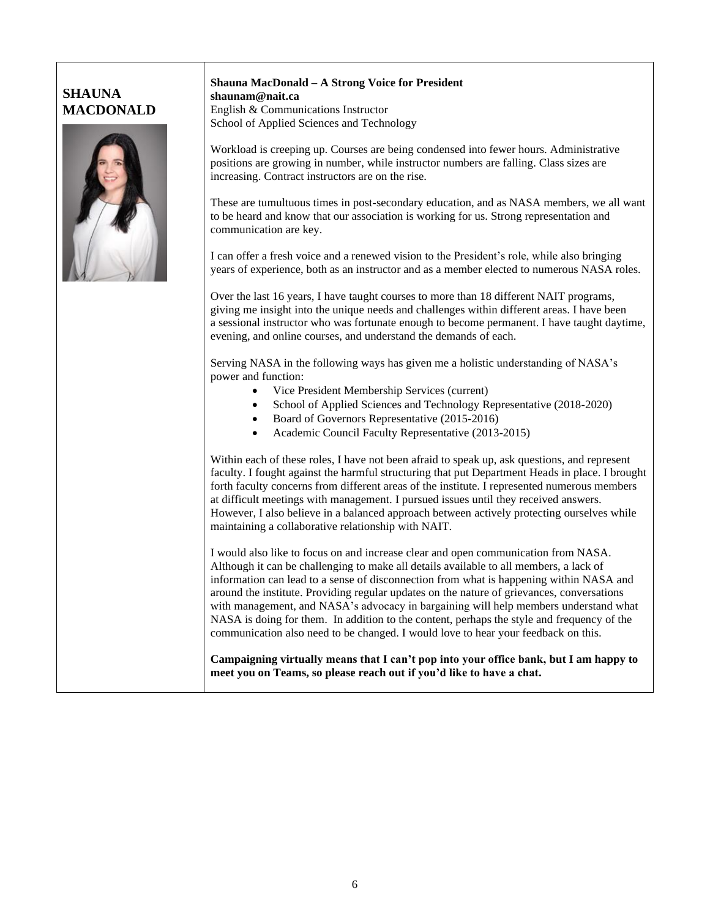## SHAUNA MACDONALD

**Shauna MacDonald – A Strong Voice for President**
**shaunam@nait.ca**
English & Communications Instructor
School of Applied Sciences and Technology

Workload is creeping up. Courses are being condensed into fewer hours. Administrative positions are growing in number, while instructor numbers are falling. Class sizes are increasing. Contract instructors are on the rise.

These are tumultuous times in post-secondary education, and as NASA members, we all want to be heard and know that our association is working for us. Strong representation and communication are key.

I can offer a fresh voice and a renewed vision to the President's role, while also bringing years of experience, both as an instructor and as a member elected to numerous NASA roles.

Over the last 16 years, I have taught courses to more than 18 different NAIT programs, giving me insight into the unique needs and challenges within different areas. I have been a sessional instructor who was fortunate enough to become permanent. I have taught daytime, evening, and online courses, and understand the demands of each.

Serving NASA in the following ways has given me a holistic understanding of NASA's power and function:

- Vice President Membership Services (current)
- School of Applied Sciences and Technology Representative (2018-2020)
- Board of Governors Representative (2015-2016)
- Academic Council Faculty Representative (2013-2015)

Within each of these roles, I have not been afraid to speak up, ask questions, and represent faculty. I fought against the harmful structuring that put Department Heads in place. I brought forth faculty concerns from different areas of the institute. I represented numerous members at difficult meetings with management. I pursued issues until they received answers. However, I also believe in a balanced approach between actively protecting ourselves while maintaining a collaborative relationship with NAIT.

I would also like to focus on and increase clear and open communication from NASA. Although it can be challenging to make all details available to all members, a lack of information can lead to a sense of disconnection from what is happening within NASA and around the institute. Providing regular updates on the nature of grievances, conversations with management, and NASA's advocacy in bargaining will help members understand what NASA is doing for them. In addition to the content, perhaps the style and frequency of the communication also need to be changed. I would love to hear your feedback on this.

**Campaigning virtually means that I can't pop into your office bank, but I am happy to meet you on Teams, so please reach out if you'd like to have a chat.**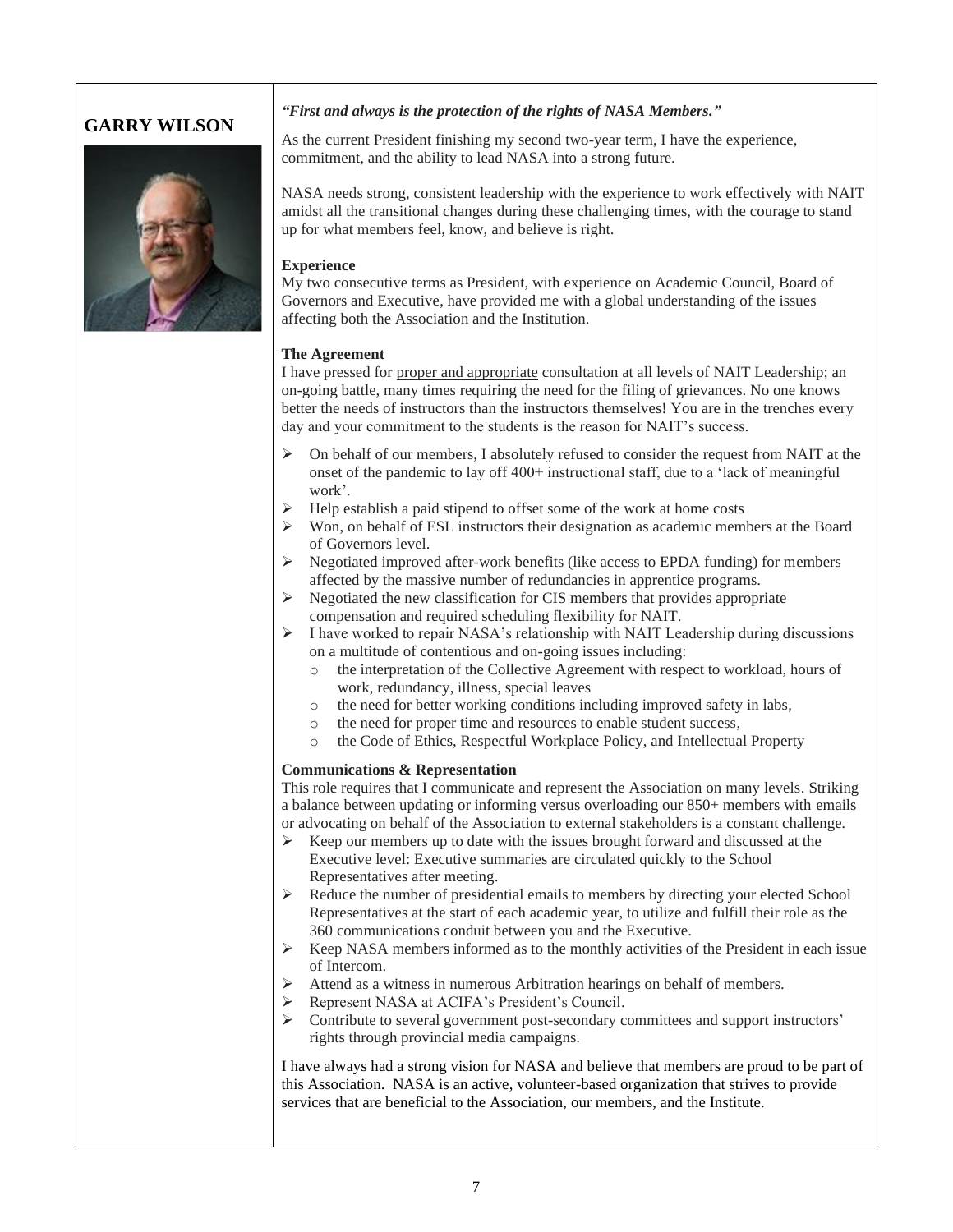## GARRY WILSON

***"First and always is the protection of the rights of NASA Members."***

As the current President finishing my second two-year term, I have the experience, commitment, and the ability to lead NASA into a strong future.

NASA needs strong, consistent leadership with the experience to work effectively with NAIT amidst all the transitional changes during these challenging times, with the courage to stand up for what members feel, know, and believe is right.

**Experience**

My two consecutive terms as President, with experience on Academic Council, Board of Governors and Executive, have provided me with a global understanding of the issues affecting both the Association and the Institution.

**The Agreement**

I have pressed for <u>proper and appropriate</u> consultation at all levels of NAIT Leadership; an on-going battle, many times requiring the need for the filing of grievances. No one knows better the needs of instructors than the instructors themselves! You are in the trenches every day and your commitment to the students is the reason for NAIT's success.

- On behalf of our members, I absolutely refused to consider the request from NAIT at the onset of the pandemic to lay off 400+ instructional staff, due to a 'lack of meaningful work'.
- Help establish a paid stipend to offset some of the work at home costs
- Won, on behalf of ESL instructors their designation as academic members at the Board of Governors level.
- Negotiated improved after-work benefits (like access to EPDA funding) for members affected by the massive number of redundancies in apprentice programs.
- Negotiated the new classification for CIS members that provides appropriate compensation and required scheduling flexibility for NAIT.
- I have worked to repair NASA's relationship with NAIT Leadership during discussions on a multitude of contentious and on-going issues including:
  - the interpretation of the Collective Agreement with respect to workload, hours of work, redundancy, illness, special leaves
  - the need for better working conditions including improved safety in labs,
  - the need for proper time and resources to enable student success,
  - the Code of Ethics, Respectful Workplace Policy, and Intellectual Property

**Communications & Representation**

This role requires that I communicate and represent the Association on many levels. Striking a balance between updating or informing versus overloading our 850+ members with emails or advocating on behalf of the Association to external stakeholders is a constant challenge.

- Keep our members up to date with the issues brought forward and discussed at the Executive level: Executive summaries are circulated quickly to the School Representatives after meeting.
- Reduce the number of presidential emails to members by directing your elected School Representatives at the start of each academic year, to utilize and fulfill their role as the 360 communications conduit between you and the Executive.
- Keep NASA members informed as to the monthly activities of the President in each issue of Intercom.
- Attend as a witness in numerous Arbitration hearings on behalf of members.
- Represent NASA at ACIFA's President's Council.
- Contribute to several government post-secondary committees and support instructors' rights through provincial media campaigns.

I have always had a strong vision for NASA and believe that members are proud to be part of this Association. NASA is an active, volunteer-based organization that strives to provide services that are beneficial to the Association, our members, and the Institute.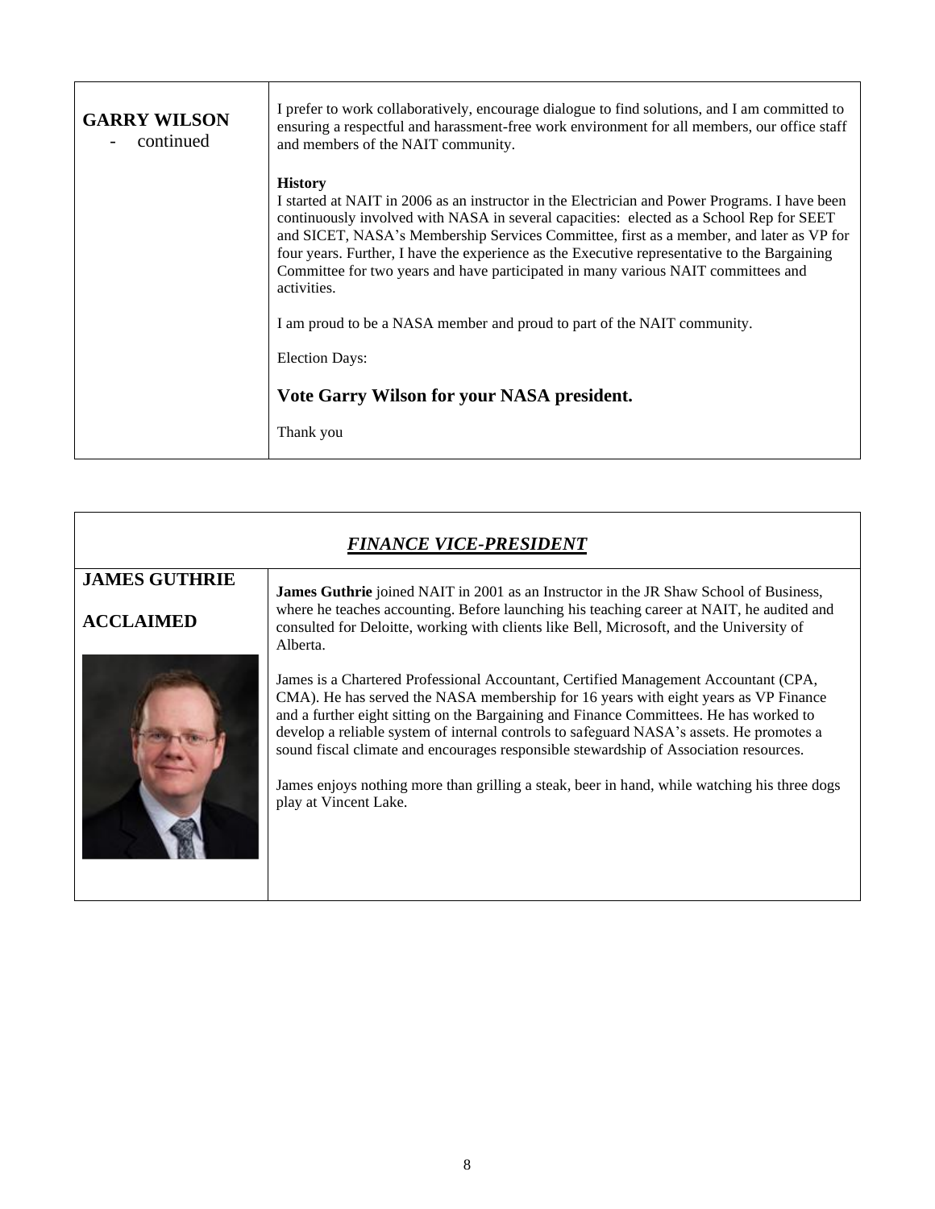**GARRY WILSON**
- continued

I prefer to work collaboratively, encourage dialogue to find solutions, and I am committed to ensuring a respectful and harassment-free work environment for all members, our office staff and members of the NAIT community.

**History**

I started at NAIT in 2006 as an instructor in the Electrician and Power Programs. I have been continuously involved with NASA in several capacities: elected as a School Rep for SEET and SICET, NASA's Membership Services Committee, first as a member, and later as VP for four years. Further, I have the experience as the Executive representative to the Bargaining Committee for two years and have participated in many various NAIT committees and activities.

I am proud to be a NASA member and proud to part of the NAIT community.

Election Days:

**Vote Garry Wilson for your NASA president.**

Thank you

## *FINANCE VICE-PRESIDENT*

**JAMES GUTHRIE**

**ACCLAIMED**

**James Guthrie** joined NAIT in 2001 as an Instructor in the JR Shaw School of Business, where he teaches accounting. Before launching his teaching career at NAIT, he audited and consulted for Deloitte, working with clients like Bell, Microsoft, and the University of Alberta.

James is a Chartered Professional Accountant, Certified Management Accountant (CPA, CMA). He has served the NASA membership for 16 years with eight years as VP Finance and a further eight sitting on the Bargaining and Finance Committees. He has worked to develop a reliable system of internal controls to safeguard NASA's assets. He promotes a sound fiscal climate and encourages responsible stewardship of Association resources.

James enjoys nothing more than grilling a steak, beer in hand, while watching his three dogs play at Vincent Lake.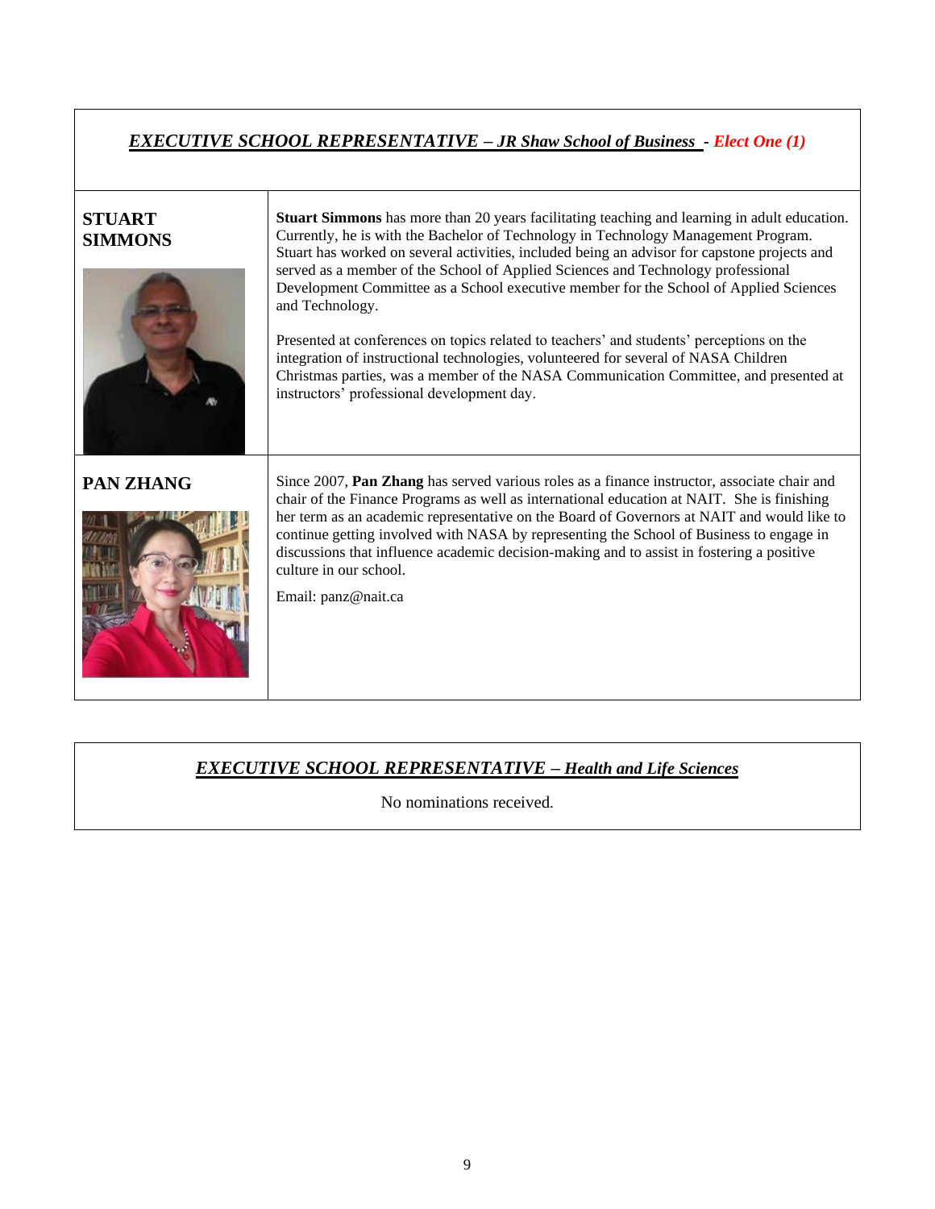## *EXECUTIVE SCHOOL REPRESENTATIVE – JR Shaw School of Business* - *Elect One (1)*

| | |
|---|---|
| **STUART SIMMONS** | **Stuart Simmons** has more than 20 years facilitating teaching and learning in adult education. Currently, he is with the Bachelor of Technology in Technology Management Program. Stuart has worked on several activities, included being an advisor for capstone projects and served as a member of the School of Applied Sciences and Technology professional Development Committee as a School executive member for the School of Applied Sciences and Technology.<br><br>Presented at conferences on topics related to teachers' and students' perceptions on the integration of instructional technologies, volunteered for several of NASA Children Christmas parties, was a member of the NASA Communication Committee, and presented at instructors' professional development day. |
| **PAN ZHANG** | Since 2007, **Pan Zhang** has served various roles as a finance instructor, associate chair and chair of the Finance Programs as well as international education at NAIT. She is finishing her term as an academic representative on the Board of Governors at NAIT and would like to continue getting involved with NASA by representing the School of Business to engage in discussions that influence academic decision-making and to assist in fostering a positive culture in our school.<br><br>Email: panz@nait.ca |

## *EXECUTIVE SCHOOL REPRESENTATIVE – Health and Life Sciences*

No nominations received.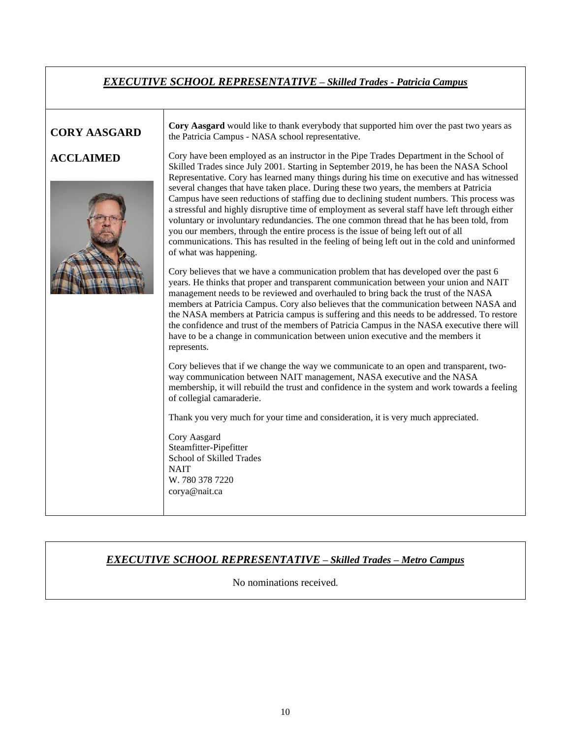## *EXECUTIVE SCHOOL REPRESENTATIVE – Skilled Trades - Patricia Campus*

**CORY AASGARD**

**ACCLAIMED**

**Cory Aasgard** would like to thank everybody that supported him over the past two years as the Patricia Campus - NASA school representative.

Cory have been employed as an instructor in the Pipe Trades Department in the School of Skilled Trades since July 2001. Starting in September 2019, he has been the NASA School Representative. Cory has learned many things during his time on executive and has witnessed several changes that have taken place. During these two years, the members at Patricia Campus have seen reductions of staffing due to declining student numbers. This process was a stressful and highly disruptive time of employment as several staff have left through either voluntary or involuntary redundancies. The one common thread that he has been told, from you our members, through the entire process is the issue of being left out of all communications. This has resulted in the feeling of being left out in the cold and uninformed of what was happening.

Cory believes that we have a communication problem that has developed over the past 6 years. He thinks that proper and transparent communication between your union and NAIT management needs to be reviewed and overhauled to bring back the trust of the NASA members at Patricia Campus. Cory also believes that the communication between NASA and the NASA members at Patricia campus is suffering and this needs to be addressed. To restore the confidence and trust of the members of Patricia Campus in the NASA executive there will have to be a change in communication between union executive and the members it represents.

Cory believes that if we change the way we communicate to an open and transparent, two-way communication between NAIT management, NASA executive and the NASA membership, it will rebuild the trust and confidence in the system and work towards a feeling of collegial camaraderie.

Thank you very much for your time and consideration, it is very much appreciated.

Cory Aasgard
Steamfitter-Pipefitter
School of Skilled Trades
NAIT
W. 780 378 7220
corya@nait.ca

## *EXECUTIVE SCHOOL REPRESENTATIVE – Skilled Trades – Metro Campus*

No nominations received.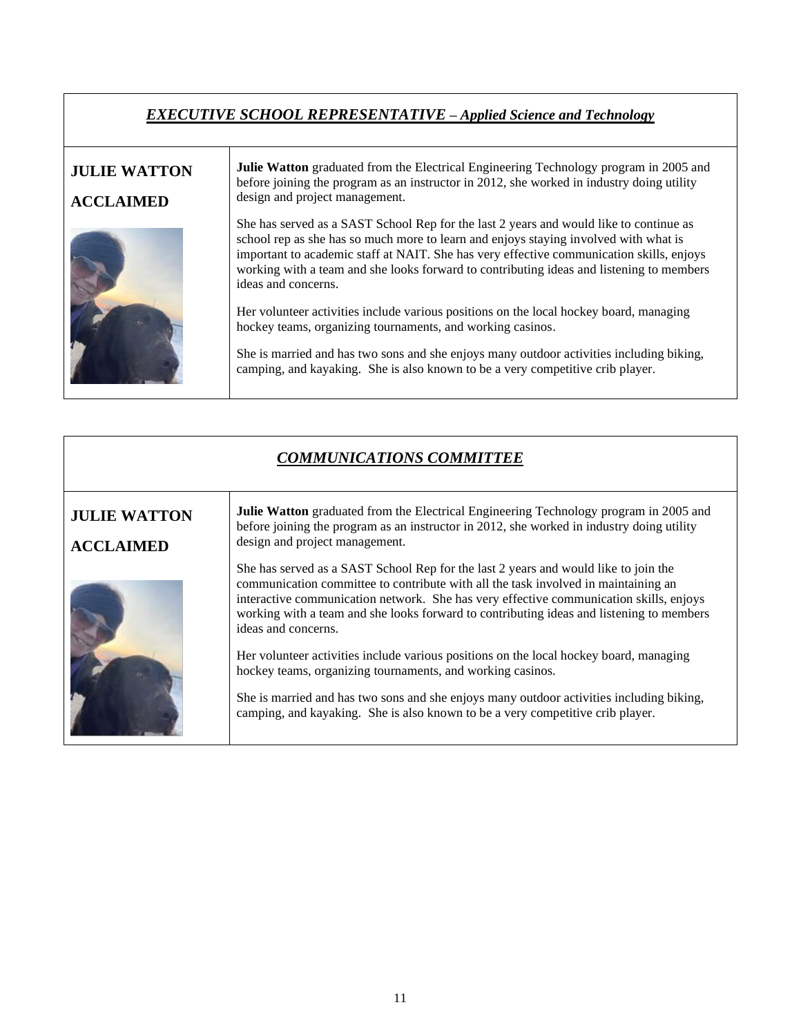## *EXECUTIVE SCHOOL REPRESENTATIVE – Applied Science and Technology*

### JULIE WATTON

### ACCLAIMED

**Julie Watton** graduated from the Electrical Engineering Technology program in 2005 and before joining the program as an instructor in 2012, she worked in industry doing utility design and project management.

She has served as a SAST School Rep for the last 2 years and would like to continue as school rep as she has so much more to learn and enjoys staying involved with what is important to academic staff at NAIT. She has very effective communication skills, enjoys working with a team and she looks forward to contributing ideas and listening to members ideas and concerns.

Her volunteer activities include various positions on the local hockey board, managing hockey teams, organizing tournaments, and working casinos.

She is married and has two sons and she enjoys many outdoor activities including biking, camping, and kayaking. She is also known to be a very competitive crib player.

## *COMMUNICATIONS COMMITTEE*

### JULIE WATTON

### ACCLAIMED

**Julie Watton** graduated from the Electrical Engineering Technology program in 2005 and before joining the program as an instructor in 2012, she worked in industry doing utility design and project management.

She has served as a SAST School Rep for the last 2 years and would like to join the communication committee to contribute with all the task involved in maintaining an interactive communication network. She has very effective communication skills, enjoys working with a team and she looks forward to contributing ideas and listening to members ideas and concerns.

Her volunteer activities include various positions on the local hockey board, managing hockey teams, organizing tournaments, and working casinos.

She is married and has two sons and she enjoys many outdoor activities including biking, camping, and kayaking. She is also known to be a very competitive crib player.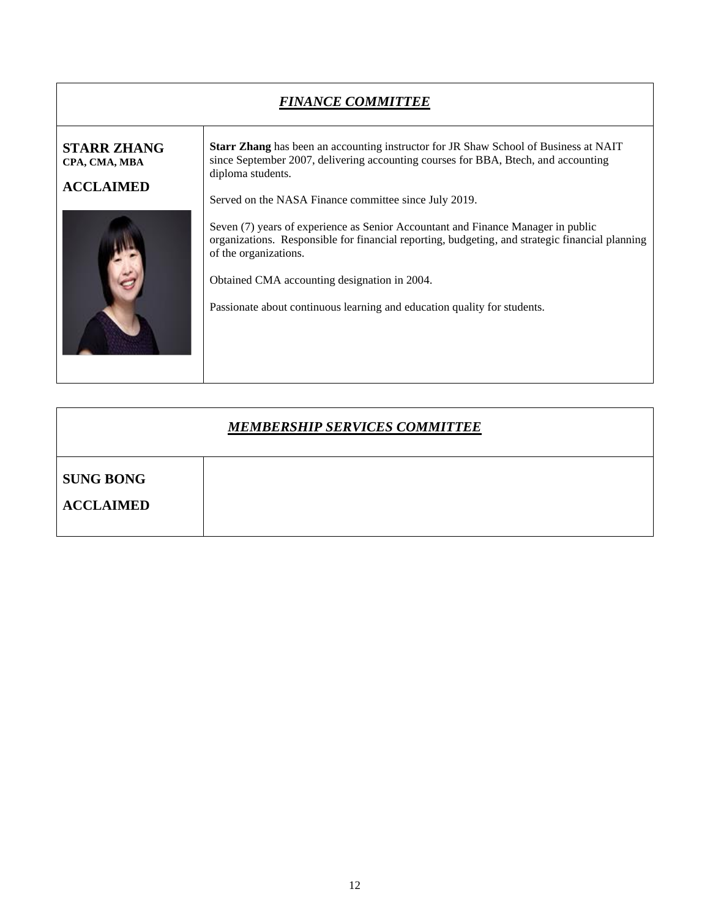| ***FINANCE COMMITTEE*** | |
|---|---|
| **STARR ZHANG**<br>**CPA, CMA, MBA**<br><br>**ACCLAIMED** | **Starr Zhang** has been an accounting instructor for JR Shaw School of Business at NAIT since September 2007, delivering accounting courses for BBA, Btech, and accounting diploma students.<br><br>Served on the NASA Finance committee since July 2019.<br><br>Seven (7) years of experience as Senior Accountant and Finance Manager in public organizations. Responsible for financial reporting, budgeting, and strategic financial planning of the organizations.<br><br>Obtained CMA accounting designation in 2004.<br><br>Passionate about continuous learning and education quality for students. |

| ***MEMBERSHIP SERVICES COMMITTEE*** | |
|---|---|
| **SUNG BONG**<br><br>**ACCLAIMED** | |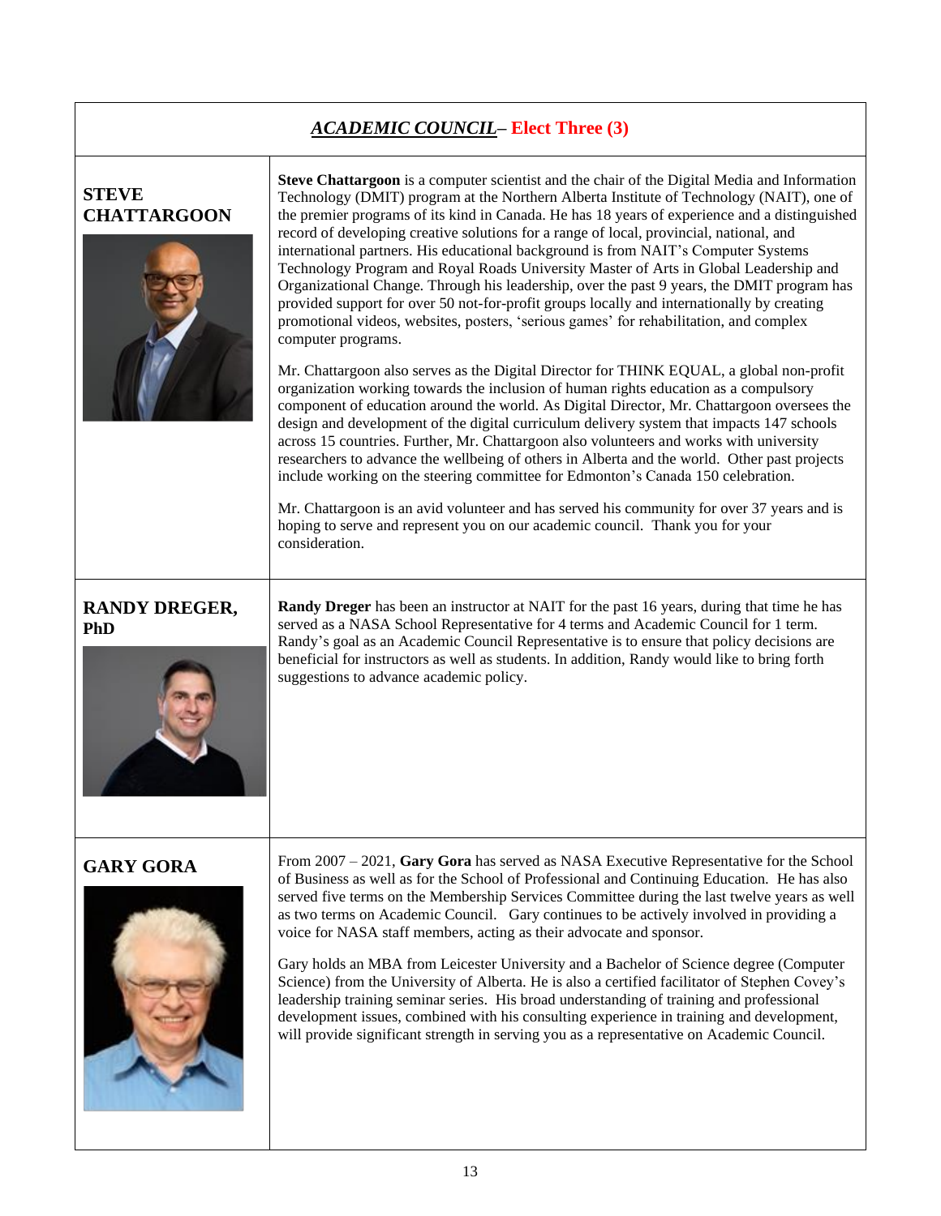## ***ACADEMIC COUNCIL*** – Elect Three (3)

### STEVE CHATTARGOON

**Steve Chattargoon** is a computer scientist and the chair of the Digital Media and Information Technology (DMIT) program at the Northern Alberta Institute of Technology (NAIT), one of the premier programs of its kind in Canada. He has 18 years of experience and a distinguished record of developing creative solutions for a range of local, provincial, national, and international partners. His educational background is from NAIT's Computer Systems Technology Program and Royal Roads University Master of Arts in Global Leadership and Organizational Change. Through his leadership, over the past 9 years, the DMIT program has provided support for over 50 not-for-profit groups locally and internationally by creating promotional videos, websites, posters, 'serious games' for rehabilitation, and complex computer programs.

Mr. Chattargoon also serves as the Digital Director for THINK EQUAL, a global non-profit organization working towards the inclusion of human rights education as a compulsory component of education around the world. As Digital Director, Mr. Chattargoon oversees the design and development of the digital curriculum delivery system that impacts 147 schools across 15 countries. Further, Mr. Chattargoon also volunteers and works with university researchers to advance the wellbeing of others in Alberta and the world. Other past projects include working on the steering committee for Edmonton's Canada 150 celebration.

Mr. Chattargoon is an avid volunteer and has served his community for over 37 years and is hoping to serve and represent you on our academic council. Thank you for your consideration.

### RANDY DREGER, PhD

**Randy Dreger** has been an instructor at NAIT for the past 16 years, during that time he has served as a NASA School Representative for 4 terms and Academic Council for 1 term. Randy's goal as an Academic Council Representative is to ensure that policy decisions are beneficial for instructors as well as students. In addition, Randy would like to bring forth suggestions to advance academic policy.

### GARY GORA

From 2007 – 2021, **Gary Gora** has served as NASA Executive Representative for the School of Business as well as for the School of Professional and Continuing Education. He has also served five terms on the Membership Services Committee during the last twelve years as well as two terms on Academic Council. Gary continues to be actively involved in providing a voice for NASA staff members, acting as their advocate and sponsor.

Gary holds an MBA from Leicester University and a Bachelor of Science degree (Computer Science) from the University of Alberta. He is also a certified facilitator of Stephen Covey's leadership training seminar series. His broad understanding of training and professional development issues, combined with his consulting experience in training and development, will provide significant strength in serving you as a representative on Academic Council.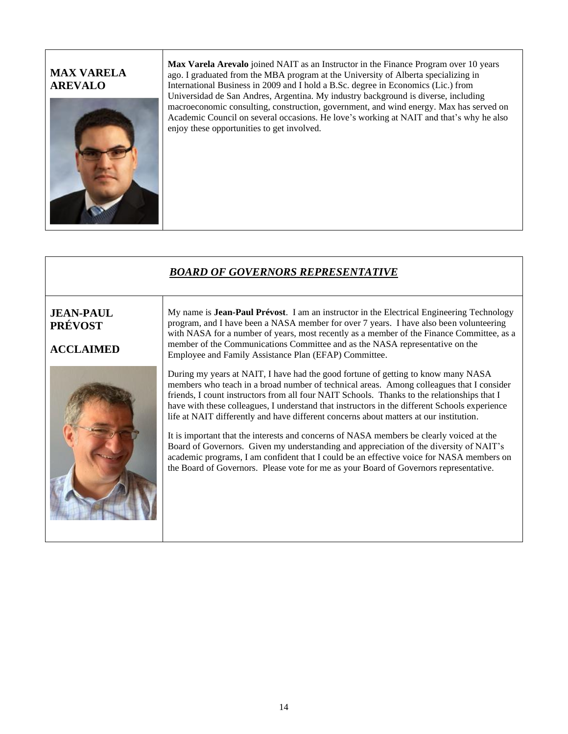## MAX VARELA AREVALO

**Max Varela Arevalo** joined NAIT as an Instructor in the Finance Program over 10 years ago. I graduated from the MBA program at the University of Alberta specializing in International Business in 2009 and I hold a B.Sc. degree in Economics (Lic.) from Universidad de San Andres, Argentina. My industry background is diverse, including macroeconomic consulting, construction, government, and wind energy. Max has served on Academic Council on several occasions. He love's working at NAIT and that's why he also enjoy these opportunities to get involved.

# ***BOARD OF GOVERNORS REPRESENTATIVE***

## JEAN-PAUL PRÉVOST

## ACCLAIMED

My name is **Jean-Paul Prévost**. I am an instructor in the Electrical Engineering Technology program, and I have been a NASA member for over 7 years. I have also been volunteering with NASA for a number of years, most recently as a member of the Finance Committee, as a member of the Communications Committee and as the NASA representative on the Employee and Family Assistance Plan (EFAP) Committee.

During my years at NAIT, I have had the good fortune of getting to know many NASA members who teach in a broad number of technical areas. Among colleagues that I consider friends, I count instructors from all four NAIT Schools. Thanks to the relationships that I have with these colleagues, I understand that instructors in the different Schools experience life at NAIT differently and have different concerns about matters at our institution.

It is important that the interests and concerns of NASA members be clearly voiced at the Board of Governors. Given my understanding and appreciation of the diversity of NAIT's academic programs, I am confident that I could be an effective voice for NASA members on the Board of Governors. Please vote for me as your Board of Governors representative.